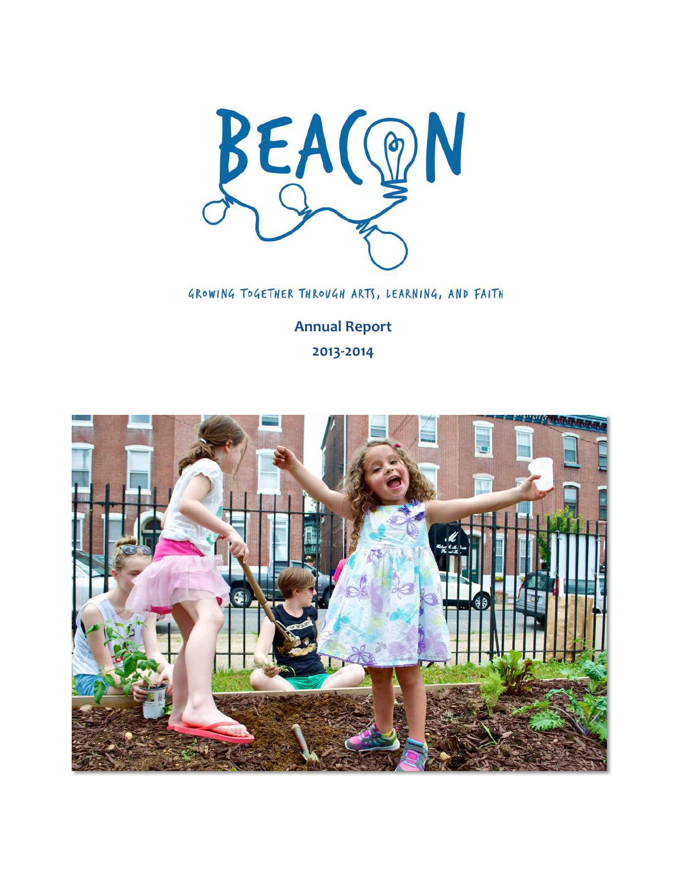# BEACON

GROWING TOGETHER THROUGH ARTS, LEARNING, AND FAITH

**Annual Report**

**2013-2014**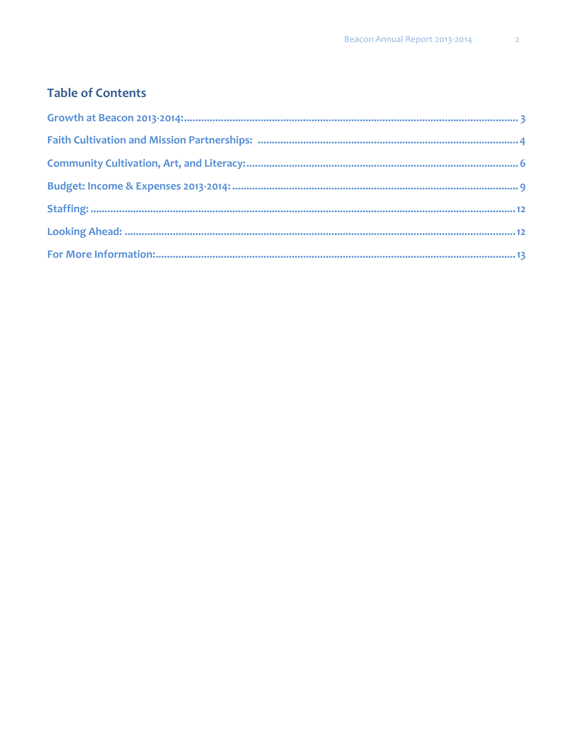## Table of Contents

**Growth at Beacon 2013-2014:** ........................................................................................................ 3

**Faith Cultivation and Mission Partnerships:** ........................................................................................ 4

**Community Cultivation, Art, and Literacy:** ........................................................................................ 6

**Budget: Income & Expenses 2013-2014:** ........................................................................................ 9

**Staffing:** ........................................................................................................ 12

**Looking Ahead:** ........................................................................................................ 12

**For More Information:** ........................................................................................................ 13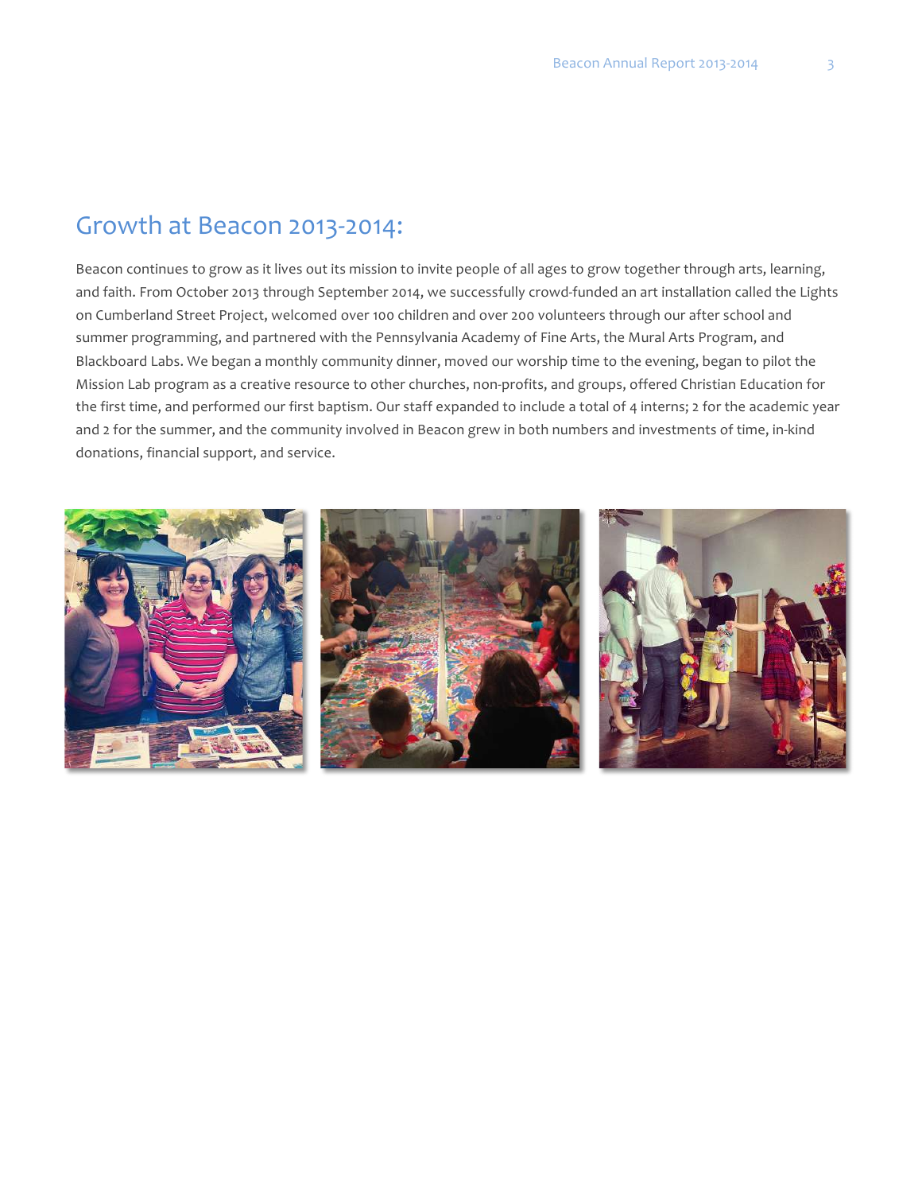# Growth at Beacon 2013-2014:

Beacon continues to grow as it lives out its mission to invite people of all ages to grow together through arts, learning, and faith. From October 2013 through September 2014, we successfully crowd-funded an art installation called the Lights on Cumberland Street Project, welcomed over 100 children and over 200 volunteers through our after school and summer programming, and partnered with the Pennsylvania Academy of Fine Arts, the Mural Arts Program, and Blackboard Labs. We began a monthly community dinner, moved our worship time to the evening, began to pilot the Mission Lab program as a creative resource to other churches, non-profits, and groups, offered Christian Education for the first time, and performed our first baptism. Our staff expanded to include a total of 4 interns; 2 for the academic year and 2 for the summer, and the community involved in Beacon grew in both numbers and investments of time, in-kind donations, financial support, and service.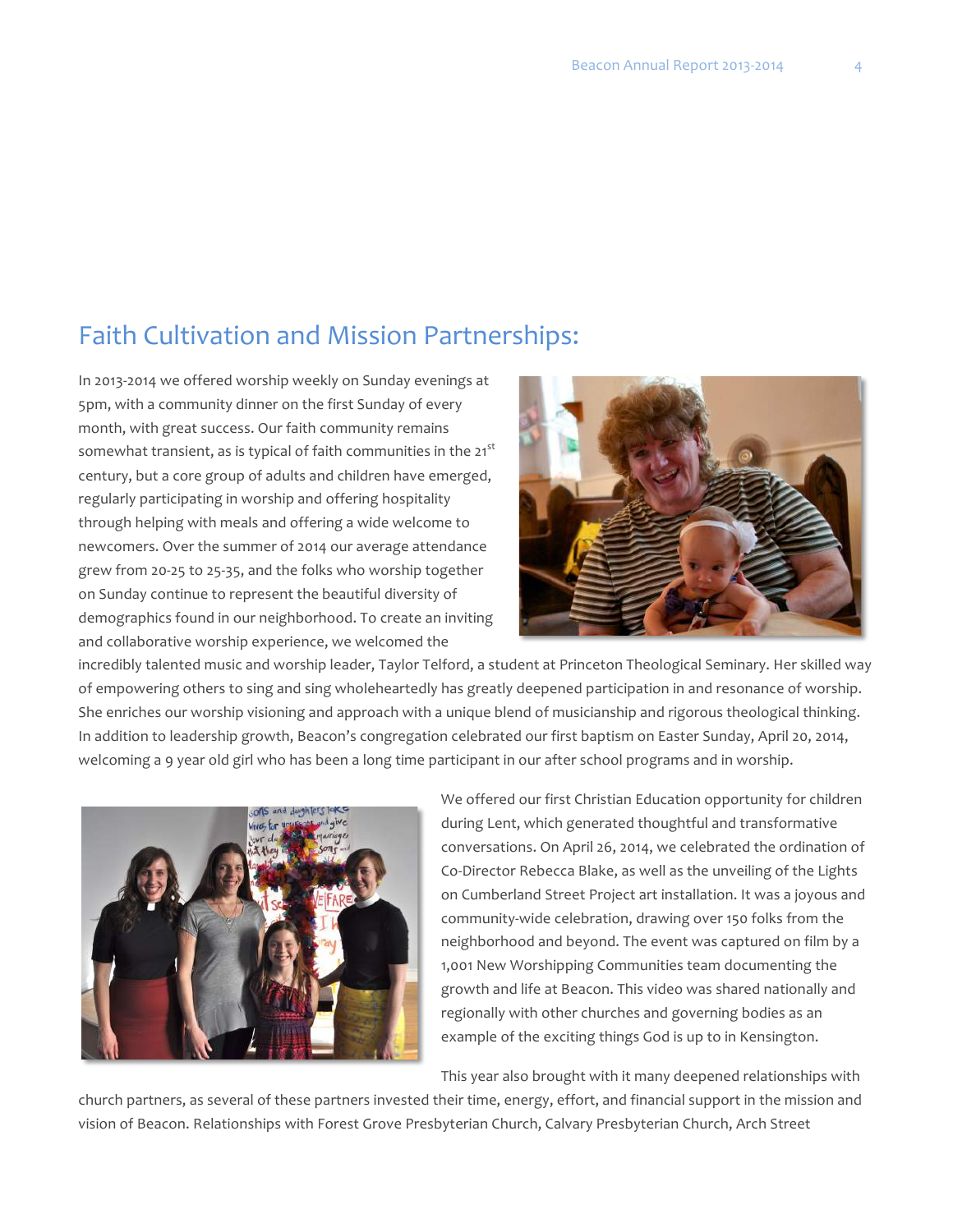## Faith Cultivation and Mission Partnerships:

In 2013-2014 we offered worship weekly on Sunday evenings at 5pm, with a community dinner on the first Sunday of every month, with great success. Our faith community remains somewhat transient, as is typical of faith communities in the 21st century, but a core group of adults and children have emerged, regularly participating in worship and offering hospitality through helping with meals and offering a wide welcome to newcomers. Over the summer of 2014 our average attendance grew from 20-25 to 25-35, and the folks who worship together on Sunday continue to represent the beautiful diversity of demographics found in our neighborhood. To create an inviting and collaborative worship experience, we welcomed the incredibly talented music and worship leader, Taylor Telford, a student at Princeton Theological Seminary. Her skilled way of empowering others to sing and sing wholeheartedly has greatly deepened participation in and resonance of worship. She enriches our worship visioning and approach with a unique blend of musicianship and rigorous theological thinking. In addition to leadership growth, Beacon's congregation celebrated our first baptism on Easter Sunday, April 20, 2014, welcoming a 9 year old girl who has been a long time participant in our after school programs and in worship.

We offered our first Christian Education opportunity for children during Lent, which generated thoughtful and transformative conversations. On April 26, 2014, we celebrated the ordination of Co-Director Rebecca Blake, as well as the unveiling of the Lights on Cumberland Street Project art installation. It was a joyous and community-wide celebration, drawing over 150 folks from the neighborhood and beyond. The event was captured on film by a 1,001 New Worshipping Communities team documenting the growth and life at Beacon. This video was shared nationally and regionally with other churches and governing bodies as an example of the exciting things God is up to in Kensington.

This year also brought with it many deepened relationships with church partners, as several of these partners invested their time, energy, effort, and financial support in the mission and vision of Beacon. Relationships with Forest Grove Presbyterian Church, Calvary Presbyterian Church, Arch Street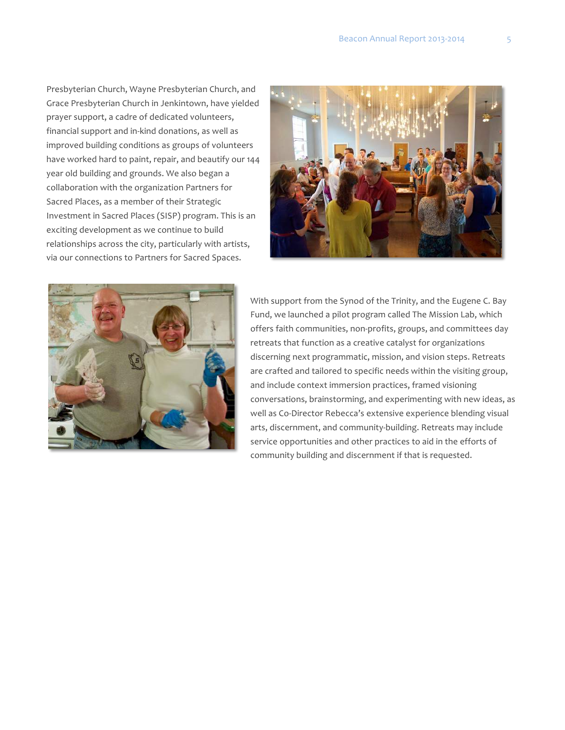Presbyterian Church, Wayne Presbyterian Church, and Grace Presbyterian Church in Jenkintown, have yielded prayer support, a cadre of dedicated volunteers, financial support and in-kind donations, as well as improved building conditions as groups of volunteers have worked hard to paint, repair, and beautify our 144 year old building and grounds. We also began a collaboration with the organization Partners for Sacred Places, as a member of their Strategic Investment in Sacred Places (SISP) program. This is an exciting development as we continue to build relationships across the city, particularly with artists, via our connections to Partners for Sacred Spaces.

With support from the Synod of the Trinity, and the Eugene C. Bay Fund, we launched a pilot program called The Mission Lab, which offers faith communities, non-profits, groups, and committees day retreats that function as a creative catalyst for organizations discerning next programmatic, mission, and vision steps. Retreats are crafted and tailored to specific needs within the visiting group, and include context immersion practices, framed visioning conversations, brainstorming, and experimenting with new ideas, as well as Co-Director Rebecca's extensive experience blending visual arts, discernment, and community-building. Retreats may include service opportunities and other practices to aid in the efforts of community building and discernment if that is requested.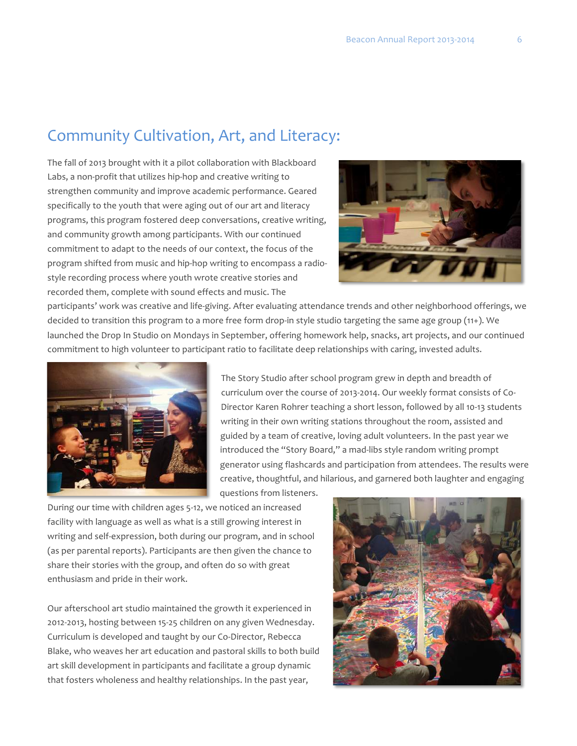## Community Cultivation, Art, and Literacy:

The fall of 2013 brought with it a pilot collaboration with Blackboard Labs, a non-profit that utilizes hip-hop and creative writing to strengthen community and improve academic performance. Geared specifically to the youth that were aging out of our art and literacy programs, this program fostered deep conversations, creative writing, and community growth among participants. With our continued commitment to adapt to the needs of our context, the focus of the program shifted from music and hip-hop writing to encompass a radio-style recording process where youth wrote creative stories and recorded them, complete with sound effects and music. The participants' work was creative and life-giving. After evaluating attendance trends and other neighborhood offerings, we decided to transition this program to a more free form drop-in style studio targeting the same age group (11+). We launched the Drop In Studio on Mondays in September, offering homework help, snacks, art projects, and our continued commitment to high volunteer to participant ratio to facilitate deep relationships with caring, invested adults.

The Story Studio after school program grew in depth and breadth of curriculum over the course of 2013-2014. Our weekly format consists of Co-Director Karen Rohrer teaching a short lesson, followed by all 10-13 students writing in their own writing stations throughout the room, assisted and guided by a team of creative, loving adult volunteers. In the past year we introduced the "Story Board," a mad-libs style random writing prompt generator using flashcards and participation from attendees. The results were creative, thoughtful, and hilarious, and garnered both laughter and engaging questions from listeners.

During our time with children ages 5-12, we noticed an increased facility with language as well as what is a still growing interest in writing and self-expression, both during our program, and in school (as per parental reports). Participants are then given the chance to share their stories with the group, and often do so with great enthusiasm and pride in their work.

Our afterschool art studio maintained the growth it experienced in 2012-2013, hosting between 15-25 children on any given Wednesday. Curriculum is developed and taught by our Co-Director, Rebecca Blake, who weaves her art education and pastoral skills to both build art skill development in participants and facilitate a group dynamic that fosters wholeness and healthy relationships. In the past year,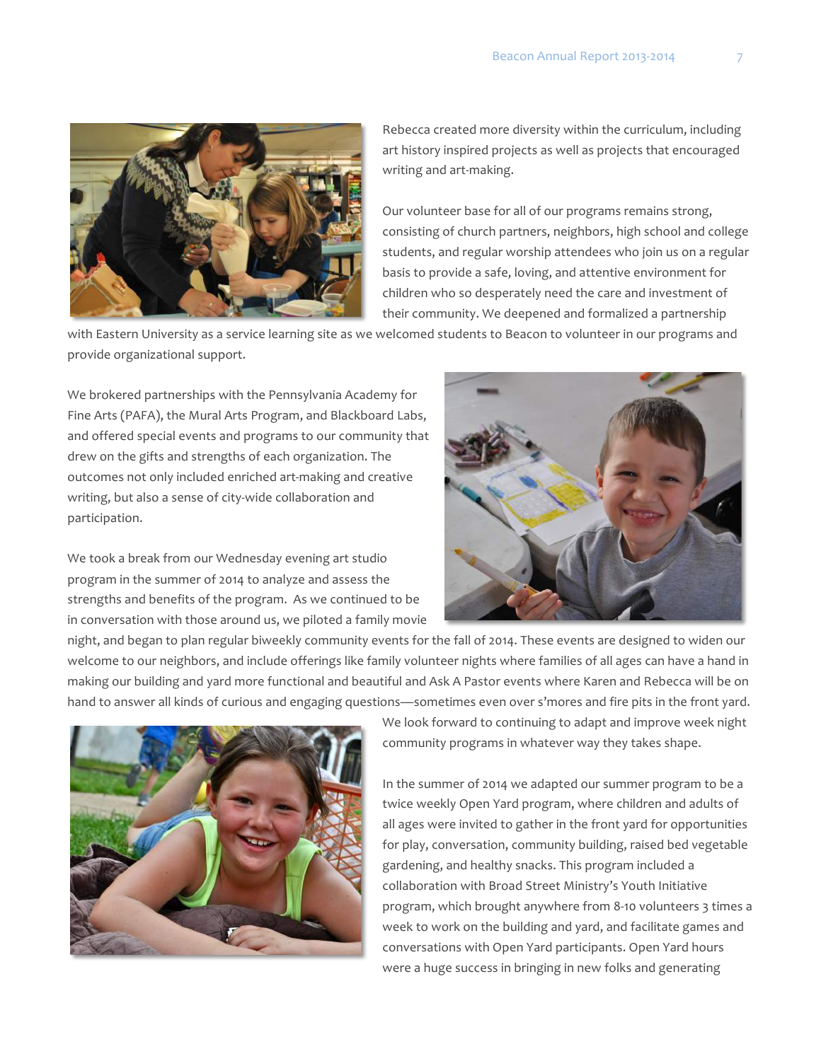Rebecca created more diversity within the curriculum, including art history inspired projects as well as projects that encouraged writing and art-making.

Our volunteer base for all of our programs remains strong, consisting of church partners, neighbors, high school and college students, and regular worship attendees who join us on a regular basis to provide a safe, loving, and attentive environment for children who so desperately need the care and investment of their community. We deepened and formalized a partnership with Eastern University as a service learning site as we welcomed students to Beacon to volunteer in our programs and provide organizational support.

We brokered partnerships with the Pennsylvania Academy for Fine Arts (PAFA), the Mural Arts Program, and Blackboard Labs, and offered special events and programs to our community that drew on the gifts and strengths of each organization. The outcomes not only included enriched art-making and creative writing, but also a sense of city-wide collaboration and participation.

We took a break from our Wednesday evening art studio program in the summer of 2014 to analyze and assess the strengths and benefits of the program. As we continued to be in conversation with those around us, we piloted a family movie night, and began to plan regular biweekly community events for the fall of 2014. These events are designed to widen our welcome to our neighbors, and include offerings like family volunteer nights where families of all ages can have a hand in making our building and yard more functional and beautiful and Ask A Pastor events where Karen and Rebecca will be on hand to answer all kinds of curious and engaging questions—sometimes even over s'mores and fire pits in the front yard. We look forward to continuing to adapt and improve week night community programs in whatever way they takes shape.

In the summer of 2014 we adapted our summer program to be a twice weekly Open Yard program, where children and adults of all ages were invited to gather in the front yard for opportunities for play, conversation, community building, raised bed vegetable gardening, and healthy snacks. This program included a collaboration with Broad Street Ministry's Youth Initiative program, which brought anywhere from 8-10 volunteers 3 times a week to work on the building and yard, and facilitate games and conversations with Open Yard participants. Open Yard hours were a huge success in bringing in new folks and generating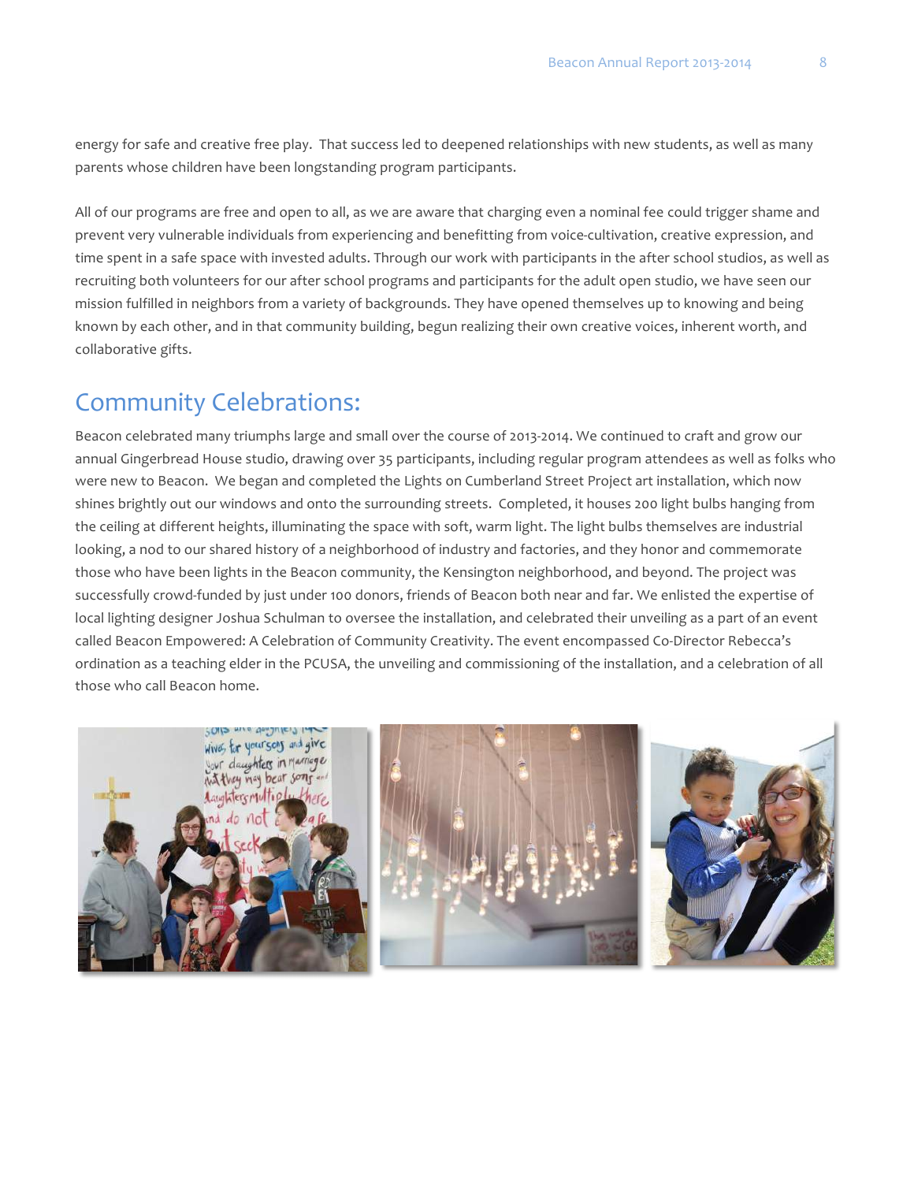energy for safe and creative free play. That success led to deepened relationships with new students, as well as many parents whose children have been longstanding program participants.

All of our programs are free and open to all, as we are aware that charging even a nominal fee could trigger shame and prevent very vulnerable individuals from experiencing and benefitting from voice-cultivation, creative expression, and time spent in a safe space with invested adults. Through our work with participants in the after school studios, as well as recruiting both volunteers for our after school programs and participants for the adult open studio, we have seen our mission fulfilled in neighbors from a variety of backgrounds. They have opened themselves up to knowing and being known by each other, and in that community building, begun realizing their own creative voices, inherent worth, and collaborative gifts.

## Community Celebrations:

Beacon celebrated many triumphs large and small over the course of 2013-2014. We continued to craft and grow our annual Gingerbread House studio, drawing over 35 participants, including regular program attendees as well as folks who were new to Beacon. We began and completed the Lights on Cumberland Street Project art installation, which now shines brightly out our windows and onto the surrounding streets. Completed, it houses 200 light bulbs hanging from the ceiling at different heights, illuminating the space with soft, warm light. The light bulbs themselves are industrial looking, a nod to our shared history of a neighborhood of industry and factories, and they honor and commemorate those who have been lights in the Beacon community, the Kensington neighborhood, and beyond. The project was successfully crowd-funded by just under 100 donors, friends of Beacon both near and far. We enlisted the expertise of local lighting designer Joshua Schulman to oversee the installation, and celebrated their unveiling as a part of an event called Beacon Empowered: A Celebration of Community Creativity. The event encompassed Co-Director Rebecca's ordination as a teaching elder in the PCUSA, the unveiling and commissioning of the installation, and a celebration of all those who call Beacon home.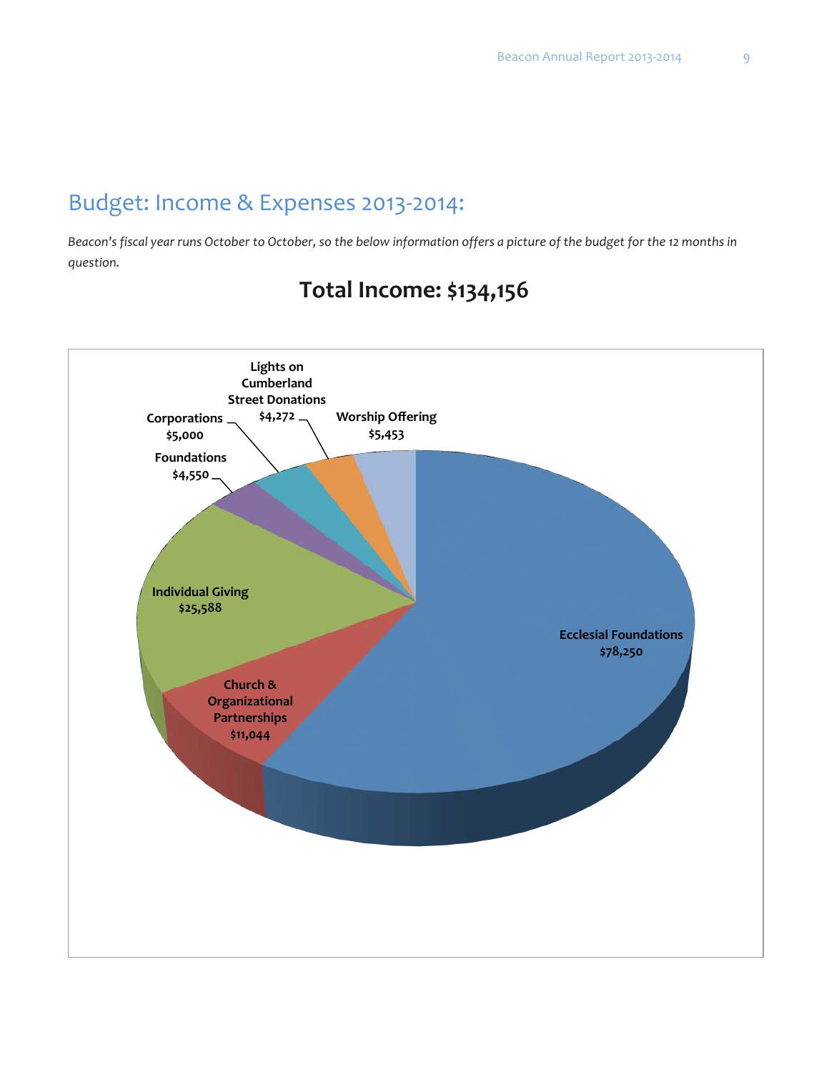## Budget: Income & Expenses 2013-2014:

*Beacon's fiscal year runs October to October, so the below information offers a picture of the budget for the 12 months in question.*

### Total Income: $134,156

Lights on Cumberland Street Donations $4,272

Worship Offering $5,453

Corporations $5,000

Foundations $4,550

Individual Giving $25,588

Ecclesial Foundations $78,250

Church & Organizational Partnerships $11,044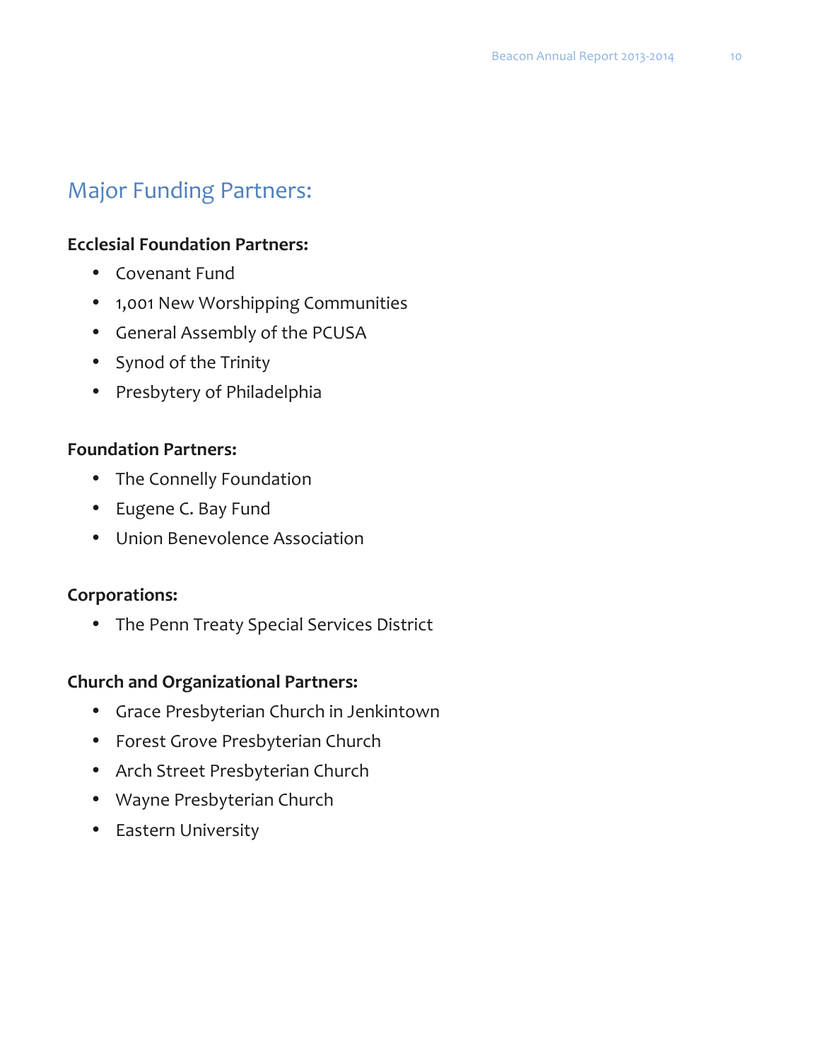## Major Funding Partners:

**Ecclesial Foundation Partners:**

- Covenant Fund
- 1,001 New Worshipping Communities
- General Assembly of the PCUSA
- Synod of the Trinity
- Presbytery of Philadelphia

**Foundation Partners:**

- The Connelly Foundation
- Eugene C. Bay Fund
- Union Benevolence Association

**Corporations:**

- The Penn Treaty Special Services District

**Church and Organizational Partners:**

- Grace Presbyterian Church in Jenkintown
- Forest Grove Presbyterian Church
- Arch Street Presbyterian Church
- Wayne Presbyterian Church
- Eastern University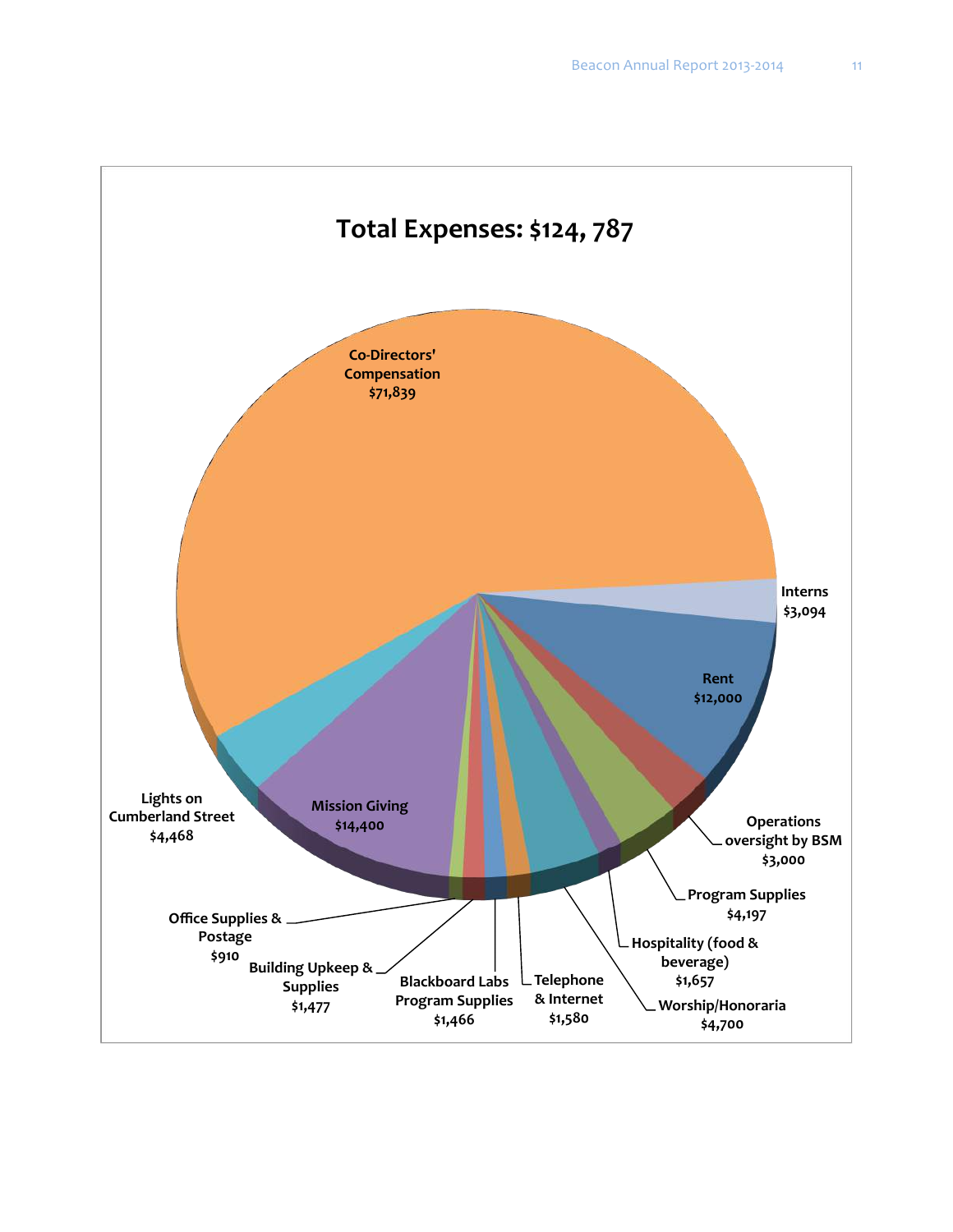# Total Expenses: $124, 787

Co-Directors' Compensation
$71,839

Interns
$3,094

Rent
$12,000

Operations oversight by BSM
$3,000

Program Supplies
$4,197

Hospitality (food & beverage)
$1,657

Worship/Honoraria
$4,700

Telephone & Internet
$1,580

Blackboard Labs Program Supplies
$1,466

Building Upkeep & Supplies
$1,477

Office Supplies & Postage
$910

Mission Giving
$14,400

Lights on Cumberland Street
$4,468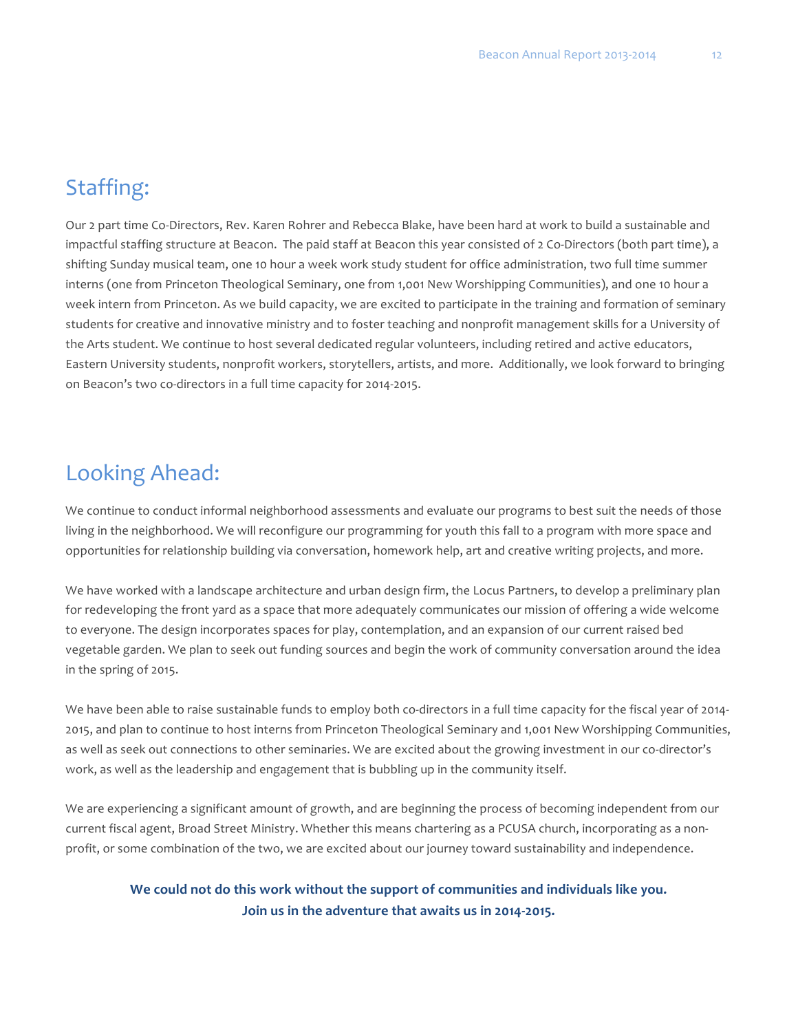## Staffing:

Our 2 part time Co-Directors, Rev. Karen Rohrer and Rebecca Blake, have been hard at work to build a sustainable and impactful staffing structure at Beacon. The paid staff at Beacon this year consisted of 2 Co-Directors (both part time), a shifting Sunday musical team, one 10 hour a week work study student for office administration, two full time summer interns (one from Princeton Theological Seminary, one from 1,001 New Worshipping Communities), and one 10 hour a week intern from Princeton. As we build capacity, we are excited to participate in the training and formation of seminary students for creative and innovative ministry and to foster teaching and nonprofit management skills for a University of the Arts student. We continue to host several dedicated regular volunteers, including retired and active educators, Eastern University students, nonprofit workers, storytellers, artists, and more. Additionally, we look forward to bringing on Beacon's two co-directors in a full time capacity for 2014-2015.

## Looking Ahead:

We continue to conduct informal neighborhood assessments and evaluate our programs to best suit the needs of those living in the neighborhood. We will reconfigure our programming for youth this fall to a program with more space and opportunities for relationship building via conversation, homework help, art and creative writing projects, and more.

We have worked with a landscape architecture and urban design firm, the Locus Partners, to develop a preliminary plan for redeveloping the front yard as a space that more adequately communicates our mission of offering a wide welcome to everyone. The design incorporates spaces for play, contemplation, and an expansion of our current raised bed vegetable garden. We plan to seek out funding sources and begin the work of community conversation around the idea in the spring of 2015.

We have been able to raise sustainable funds to employ both co-directors in a full time capacity for the fiscal year of 2014-2015, and plan to continue to host interns from Princeton Theological Seminary and 1,001 New Worshipping Communities, as well as seek out connections to other seminaries. We are excited about the growing investment in our co-director's work, as well as the leadership and engagement that is bubbling up in the community itself.

We are experiencing a significant amount of growth, and are beginning the process of becoming independent from our current fiscal agent, Broad Street Ministry. Whether this means chartering as a PCUSA church, incorporating as a non-profit, or some combination of the two, we are excited about our journey toward sustainability and independence.

**We could not do this work without the support of communities and individuals like you.**
**Join us in the adventure that awaits us in 2014-2015.**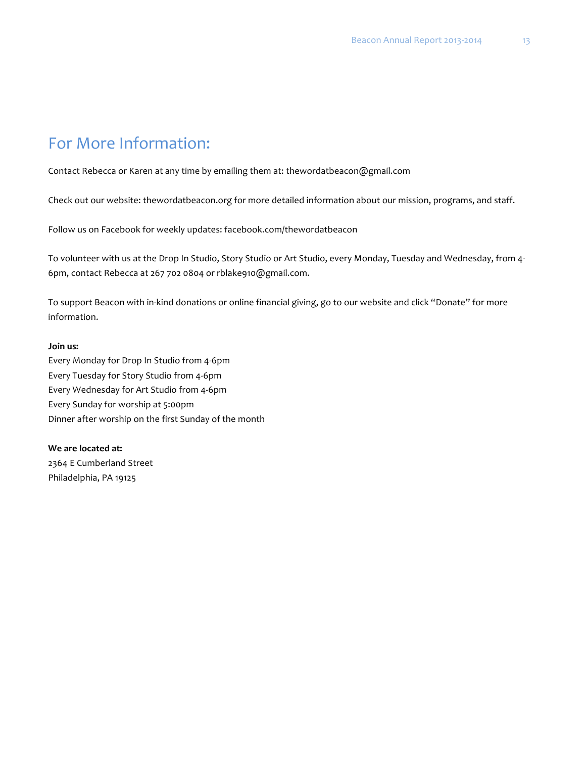# For More Information:

Contact Rebecca or Karen at any time by emailing them at: thewordatbeacon@gmail.com

Check out our website: thewordatbeacon.org for more detailed information about our mission, programs, and staff.

Follow us on Facebook for weekly updates: facebook.com/thewordatbeacon

To volunteer with us at the Drop In Studio, Story Studio or Art Studio, every Monday, Tuesday and Wednesday, from 4-6pm, contact Rebecca at 267 702 0804 or rblake910@gmail.com.

To support Beacon with in-kind donations or online financial giving, go to our website and click "Donate" for more information.

**Join us:**
Every Monday for Drop In Studio from 4-6pm
Every Tuesday for Story Studio from 4-6pm
Every Wednesday for Art Studio from 4-6pm
Every Sunday for worship at 5:00pm
Dinner after worship on the first Sunday of the month

**We are located at:**
2364 E Cumberland Street
Philadelphia, PA 19125